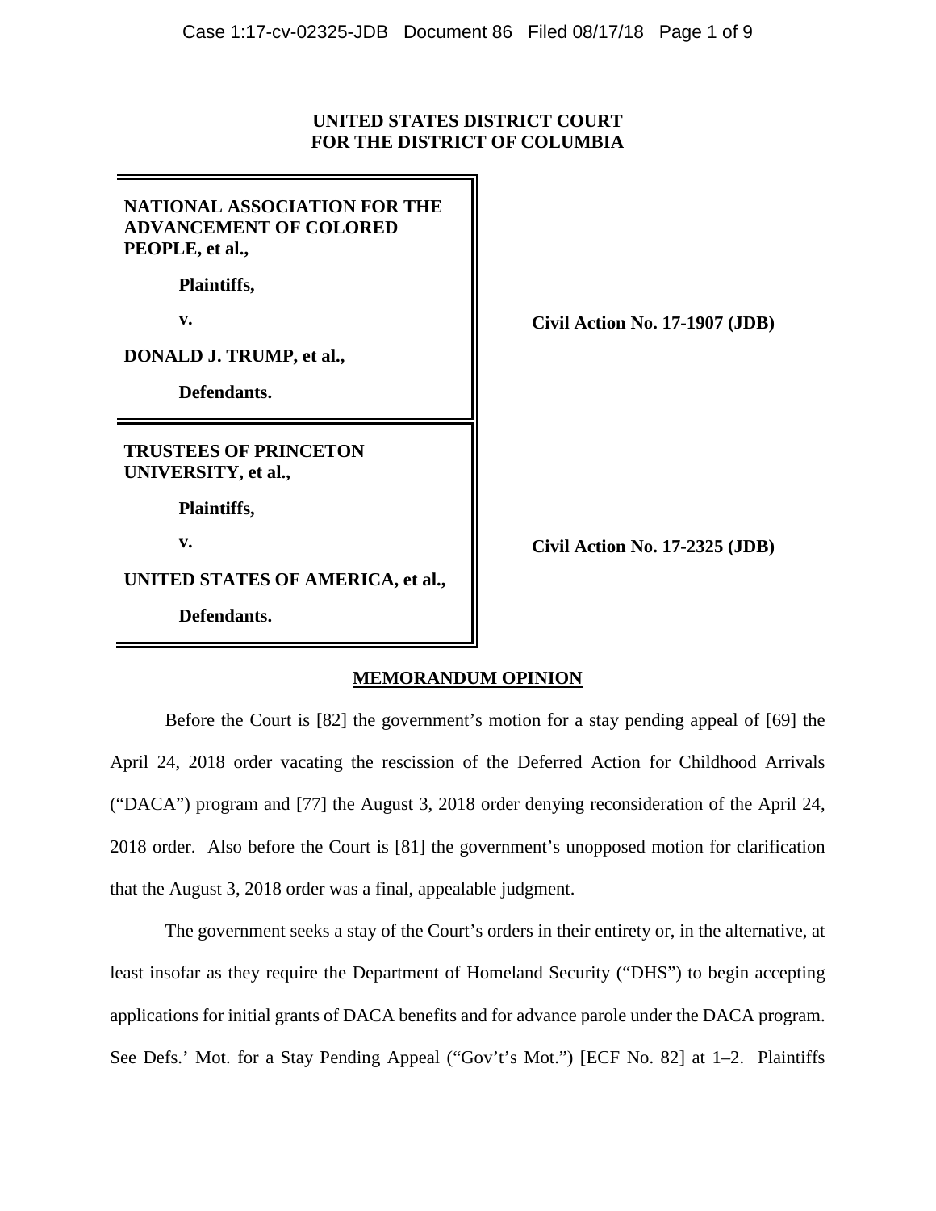**UNITED STATES DISTRICT COURT**
**FOR THE DISTRICT OF COLUMBIA**

| | |
|---|---|
| **NATIONAL ASSOCIATION FOR THE ADVANCEMENT OF COLORED PEOPLE, et al.,**<br><br>**Plaintiffs,**<br><br>**v.**<br><br>**DONALD J. TRUMP, et al.,**<br><br>**Defendants.** | **Civil Action No. 17-1907 (JDB)** |
| **TRUSTEES OF PRINCETON UNIVERSITY, et al.,**<br><br>**Plaintiffs,**<br><br>**v.**<br><br>**UNITED STATES OF AMERICA, et al.,**<br><br>**Defendants.** | **Civil Action No. 17-2325 (JDB)** |

**MEMORANDUM OPINION**

Before the Court is [82] the government's motion for a stay pending appeal of [69] the April 24, 2018 order vacating the rescission of the Deferred Action for Childhood Arrivals ("DACA") program and [77] the August 3, 2018 order denying reconsideration of the April 24, 2018 order. Also before the Court is [81] the government's unopposed motion for clarification that the August 3, 2018 order was a final, appealable judgment.

The government seeks a stay of the Court's orders in their entirety or, in the alternative, at least insofar as they require the Department of Homeland Security ("DHS") to begin accepting applications for initial grants of DACA benefits and for advance parole under the DACA program. See Defs.' Mot. for a Stay Pending Appeal ("Gov't's Mot.") [ECF No. 82] at 1–2. Plaintiffs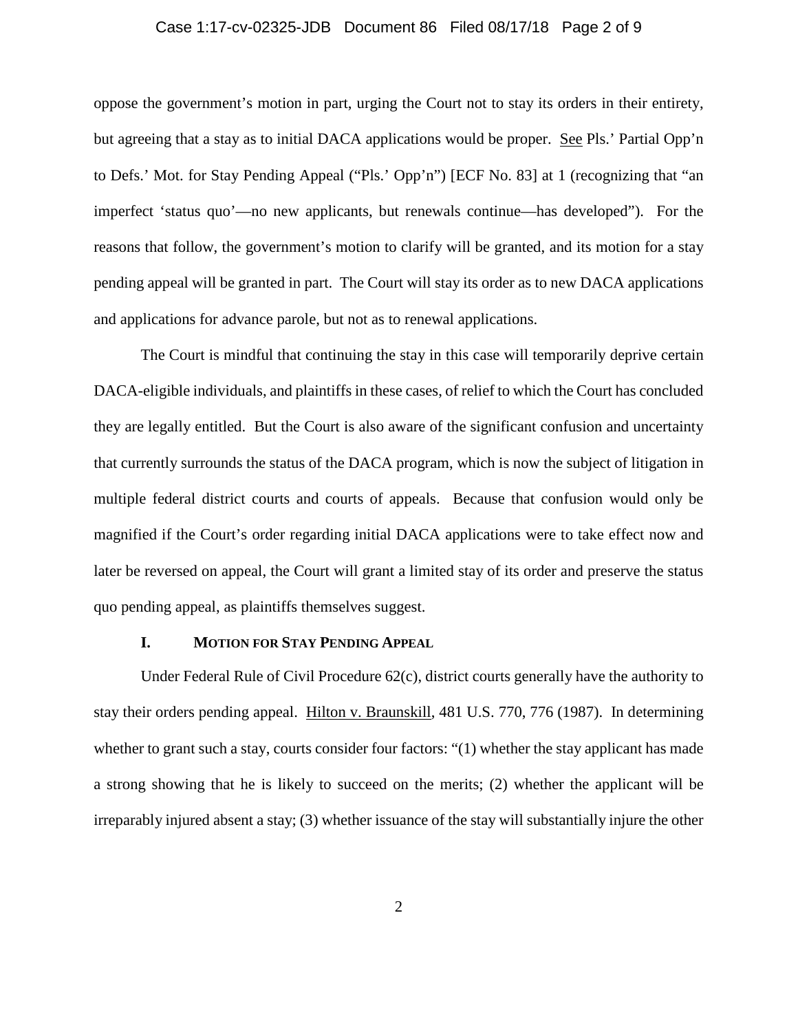oppose the government's motion in part, urging the Court not to stay its orders in their entirety, but agreeing that a stay as to initial DACA applications would be proper. See Pls.' Partial Opp'n to Defs.' Mot. for Stay Pending Appeal ("Pls.' Opp'n") [ECF No. 83] at 1 (recognizing that "an imperfect 'status quo'—no new applicants, but renewals continue—has developed"). For the reasons that follow, the government's motion to clarify will be granted, and its motion for a stay pending appeal will be granted in part. The Court will stay its order as to new DACA applications and applications for advance parole, but not as to renewal applications.

The Court is mindful that continuing the stay in this case will temporarily deprive certain DACA-eligible individuals, and plaintiffs in these cases, of relief to which the Court has concluded they are legally entitled. But the Court is also aware of the significant confusion and uncertainty that currently surrounds the status of the DACA program, which is now the subject of litigation in multiple federal district courts and courts of appeals. Because that confusion would only be magnified if the Court's order regarding initial DACA applications were to take effect now and later be reversed on appeal, the Court will grant a limited stay of its order and preserve the status quo pending appeal, as plaintiffs themselves suggest.

## I. MOTION FOR STAY PENDING APPEAL

Under Federal Rule of Civil Procedure 62(c), district courts generally have the authority to stay their orders pending appeal. Hilton v. Braunskill, 481 U.S. 770, 776 (1987). In determining whether to grant such a stay, courts consider four factors: "(1) whether the stay applicant has made a strong showing that he is likely to succeed on the merits; (2) whether the applicant will be irreparably injured absent a stay; (3) whether issuance of the stay will substantially injure the other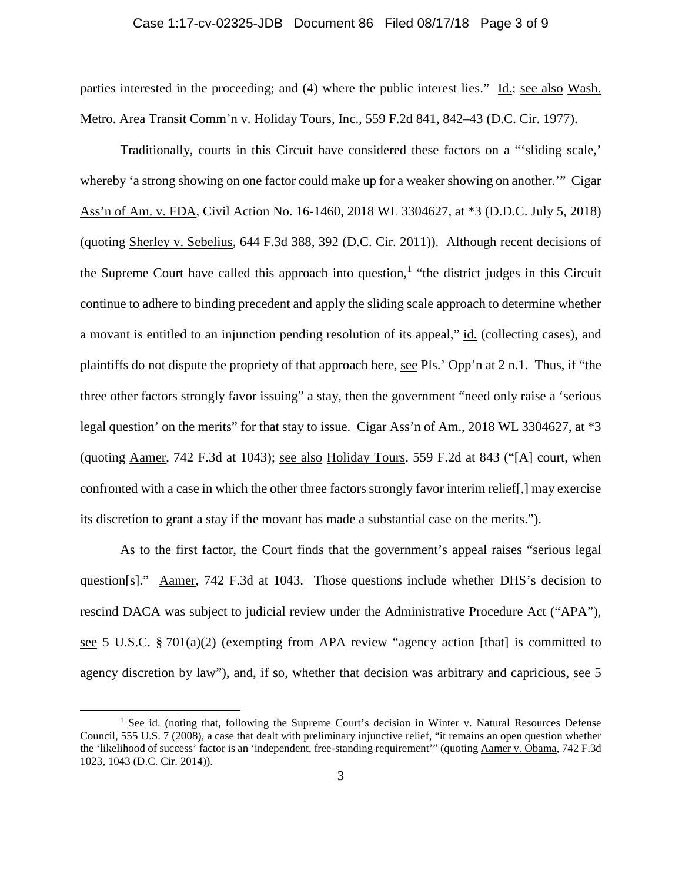parties interested in the proceeding; and (4) where the public interest lies." Id.; see also Wash. Metro. Area Transit Comm'n v. Holiday Tours, Inc., 559 F.2d 841, 842–43 (D.C. Cir. 1977).

Traditionally, courts in this Circuit have considered these factors on a "'sliding scale,' whereby 'a strong showing on one factor could make up for a weaker showing on another.'" Cigar Ass'n of Am. v. FDA, Civil Action No. 16-1460, 2018 WL 3304627, at *3 (D.D.C. July 5, 2018) (quoting Sherley v. Sebelius, 644 F.3d 388, 392 (D.C. Cir. 2011)). Although recent decisions of the Supreme Court have called this approach into question,[1] "the district judges in this Circuit continue to adhere to binding precedent and apply the sliding scale approach to determine whether a movant is entitled to an injunction pending resolution of its appeal," id. (collecting cases), and plaintiffs do not dispute the propriety of that approach here, see Pls.' Opp'n at 2 n.1. Thus, if "the three other factors strongly favor issuing" a stay, then the government "need only raise a 'serious legal question' on the merits" for that stay to issue. Cigar Ass'n of Am., 2018 WL 3304627, at *3 (quoting Aamer, 742 F.3d at 1043); see also Holiday Tours, 559 F.2d at 843 ("[A] court, when confronted with a case in which the other three factors strongly favor interim relief[,] may exercise its discretion to grant a stay if the movant has made a substantial case on the merits.").

As to the first factor, the Court finds that the government's appeal raises "serious legal question[s]." Aamer, 742 F.3d at 1043. Those questions include whether DHS's decision to rescind DACA was subject to judicial review under the Administrative Procedure Act ("APA"), see 5 U.S.C. § 701(a)(2) (exempting from APA review "agency action [that] is committed to agency discretion by law"), and, if so, whether that decision was arbitrary and capricious, see 5

[1] See id. (noting that, following the Supreme Court's decision in Winter v. Natural Resources Defense Council, 555 U.S. 7 (2008), a case that dealt with preliminary injunctive relief, "it remains an open question whether the 'likelihood of success' factor is an 'independent, free-standing requirement'" (quoting Aamer v. Obama, 742 F.3d 1023, 1043 (D.C. Cir. 2014)).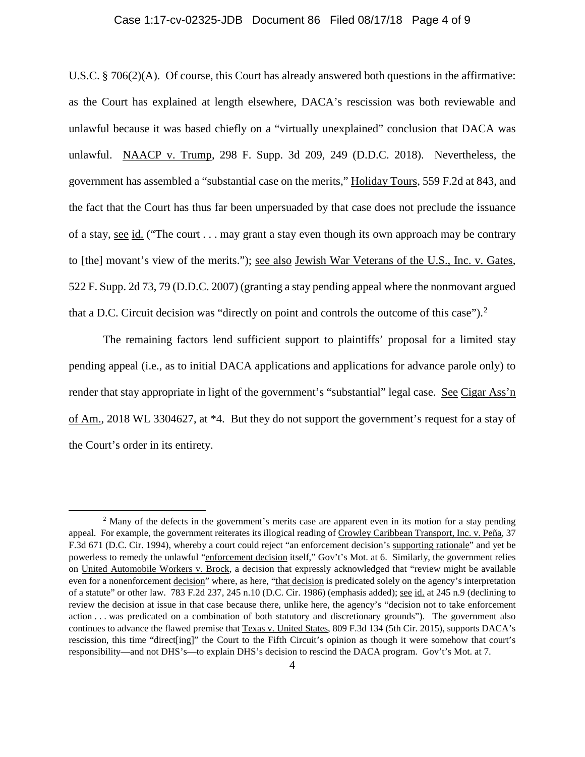U.S.C. § 706(2)(A). Of course, this Court has already answered both questions in the affirmative: as the Court has explained at length elsewhere, DACA's rescission was both reviewable and unlawful because it was based chiefly on a "virtually unexplained" conclusion that DACA was unlawful. NAACP v. Trump, 298 F. Supp. 3d 209, 249 (D.D.C. 2018). Nevertheless, the government has assembled a "substantial case on the merits," Holiday Tours, 559 F.2d at 843, and the fact that the Court has thus far been unpersuaded by that case does not preclude the issuance of a stay, see id. ("The court . . . may grant a stay even though its own approach may be contrary to [the] movant's view of the merits."); see also Jewish War Veterans of the U.S., Inc. v. Gates, 522 F. Supp. 2d 73, 79 (D.D.C. 2007) (granting a stay pending appeal where the nonmovant argued that a D.C. Circuit decision was "directly on point and controls the outcome of this case").[2]

The remaining factors lend sufficient support to plaintiffs' proposal for a limited stay pending appeal (i.e., as to initial DACA applications and applications for advance parole only) to render that stay appropriate in light of the government's "substantial" legal case. See Cigar Ass'n of Am., 2018 WL 3304627, at *4. But they do not support the government's request for a stay of the Court's order in its entirety.

---

[2] Many of the defects in the government's merits case are apparent even in its motion for a stay pending appeal. For example, the government reiterates its illogical reading of Crowley Caribbean Transport, Inc. v. Peña, 37 F.3d 671 (D.C. Cir. 1994), whereby a court could reject "an enforcement decision's supporting rationale" and yet be powerless to remedy the unlawful "enforcement decision itself," Gov't's Mot. at 6. Similarly, the government relies on United Automobile Workers v. Brock, a decision that expressly acknowledged that "review might be available even for a nonenforcement decision" where, as here, "that decision is predicated solely on the agency's interpretation of a statute" or other law. 783 F.2d 237, 245 n.10 (D.C. Cir. 1986) (emphasis added); see id. at 245 n.9 (declining to review the decision at issue in that case because there, unlike here, the agency's "decision not to take enforcement action . . . was predicated on a combination of both statutory and discretionary grounds"). The government also continues to advance the flawed premise that Texas v. United States, 809 F.3d 134 (5th Cir. 2015), supports DACA's rescission, this time "direct[ing]" the Court to the Fifth Circuit's opinion as though it were somehow that court's responsibility—and not DHS's—to explain DHS's decision to rescind the DACA program. Gov't's Mot. at 7.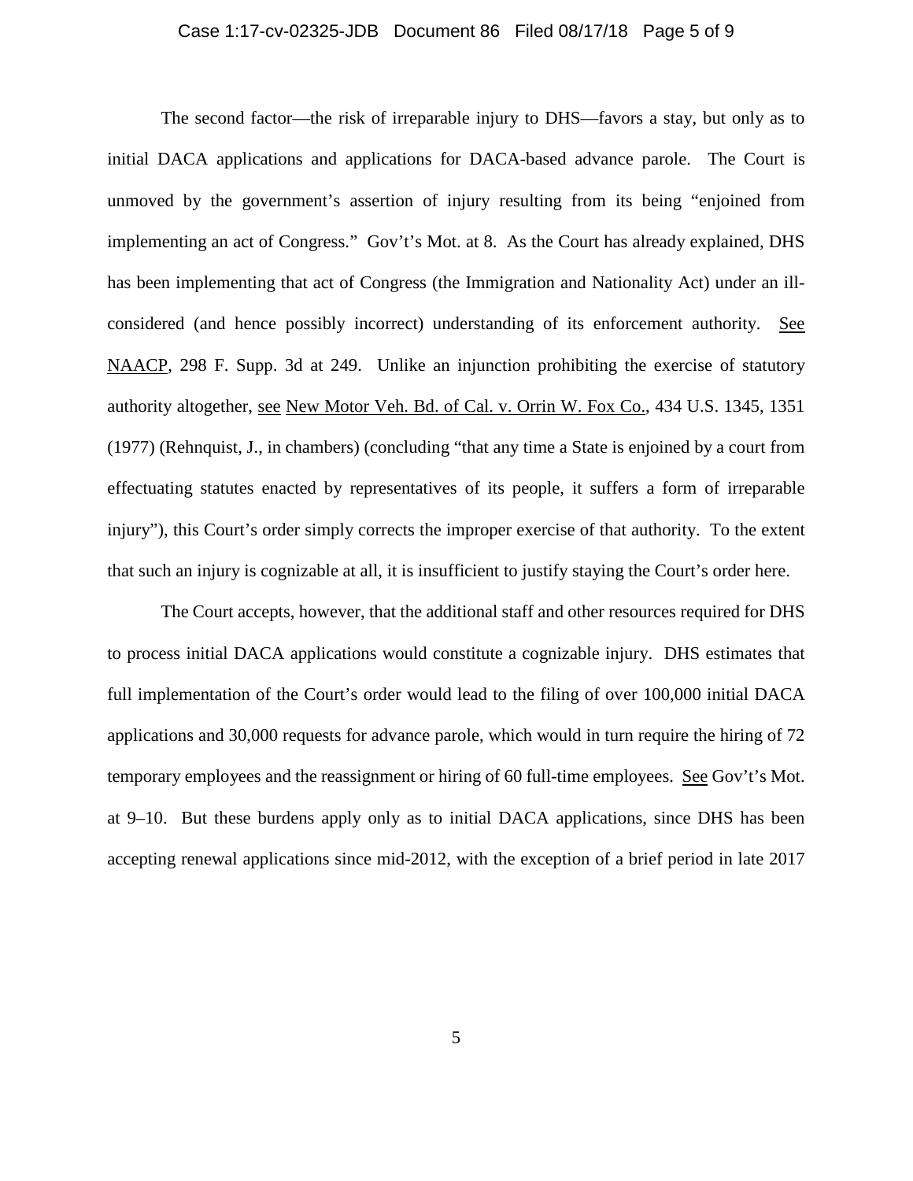The second factor—the risk of irreparable injury to DHS—favors a stay, but only as to initial DACA applications and applications for DACA-based advance parole. The Court is unmoved by the government's assertion of injury resulting from its being "enjoined from implementing an act of Congress." Gov't's Mot. at 8. As the Court has already explained, DHS has been implementing that act of Congress (the Immigration and Nationality Act) under an ill-considered (and hence possibly incorrect) understanding of its enforcement authority. See NAACP, 298 F. Supp. 3d at 249. Unlike an injunction prohibiting the exercise of statutory authority altogether, see New Motor Veh. Bd. of Cal. v. Orrin W. Fox Co., 434 U.S. 1345, 1351 (1977) (Rehnquist, J., in chambers) (concluding "that any time a State is enjoined by a court from effectuating statutes enacted by representatives of its people, it suffers a form of irreparable injury"), this Court's order simply corrects the improper exercise of that authority. To the extent that such an injury is cognizable at all, it is insufficient to justify staying the Court's order here.

The Court accepts, however, that the additional staff and other resources required for DHS to process initial DACA applications would constitute a cognizable injury. DHS estimates that full implementation of the Court's order would lead to the filing of over 100,000 initial DACA applications and 30,000 requests for advance parole, which would in turn require the hiring of 72 temporary employees and the reassignment or hiring of 60 full-time employees. See Gov't's Mot. at 9–10. But these burdens apply only as to initial DACA applications, since DHS has been accepting renewal applications since mid-2012, with the exception of a brief period in late 2017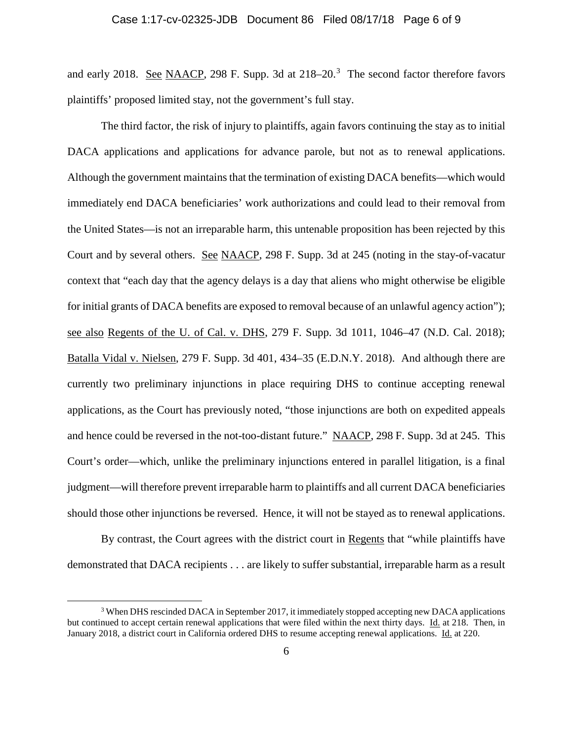and early 2018. See NAACP, 298 F. Supp. 3d at 218–20.[3] The second factor therefore favors plaintiffs' proposed limited stay, not the government's full stay.

The third factor, the risk of injury to plaintiffs, again favors continuing the stay as to initial DACA applications and applications for advance parole, but not as to renewal applications. Although the government maintains that the termination of existing DACA benefits—which would immediately end DACA beneficiaries' work authorizations and could lead to their removal from the United States—is not an irreparable harm, this untenable proposition has been rejected by this Court and by several others. See NAACP, 298 F. Supp. 3d at 245 (noting in the stay-of-vacatur context that "each day that the agency delays is a day that aliens who might otherwise be eligible for initial grants of DACA benefits are exposed to removal because of an unlawful agency action"); see also Regents of the U. of Cal. v. DHS, 279 F. Supp. 3d 1011, 1046–47 (N.D. Cal. 2018); Batalla Vidal v. Nielsen, 279 F. Supp. 3d 401, 434–35 (E.D.N.Y. 2018). And although there are currently two preliminary injunctions in place requiring DHS to continue accepting renewal applications, as the Court has previously noted, "those injunctions are both on expedited appeals and hence could be reversed in the not-too-distant future." NAACP, 298 F. Supp. 3d at 245. This Court's order—which, unlike the preliminary injunctions entered in parallel litigation, is a final judgment—will therefore prevent irreparable harm to plaintiffs and all current DACA beneficiaries should those other injunctions be reversed. Hence, it will not be stayed as to renewal applications.

By contrast, the Court agrees with the district court in Regents that "while plaintiffs have demonstrated that DACA recipients . . . are likely to suffer substantial, irreparable harm as a result

[3] When DHS rescinded DACA in September 2017, it immediately stopped accepting new DACA applications but continued to accept certain renewal applications that were filed within the next thirty days. Id. at 218. Then, in January 2018, a district court in California ordered DHS to resume accepting renewal applications. Id. at 220.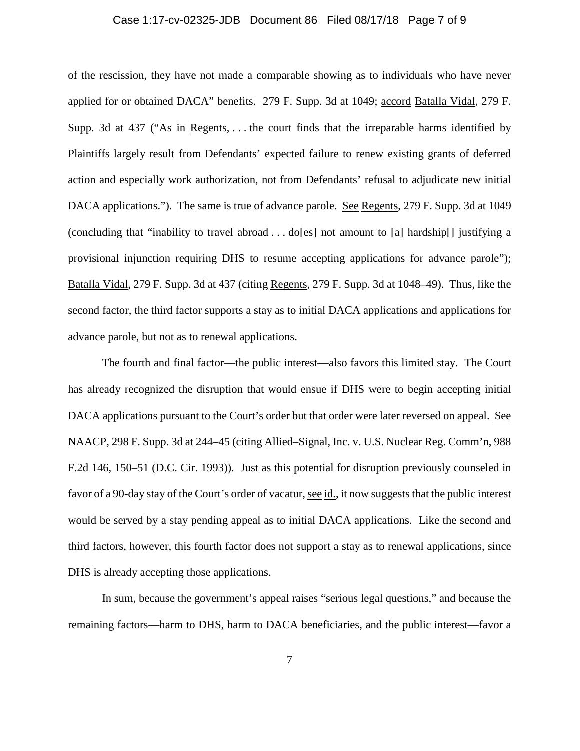of the rescission, they have not made a comparable showing as to individuals who have never applied for or obtained DACA" benefits. 279 F. Supp. 3d at 1049; accord Batalla Vidal, 279 F. Supp. 3d at 437 ("As in Regents, . . . the court finds that the irreparable harms identified by Plaintiffs largely result from Defendants' expected failure to renew existing grants of deferred action and especially work authorization, not from Defendants' refusal to adjudicate new initial DACA applications."). The same is true of advance parole. See Regents, 279 F. Supp. 3d at 1049 (concluding that "inability to travel abroad . . . do[es] not amount to [a] hardship[] justifying a provisional injunction requiring DHS to resume accepting applications for advance parole"); Batalla Vidal, 279 F. Supp. 3d at 437 (citing Regents, 279 F. Supp. 3d at 1048–49). Thus, like the second factor, the third factor supports a stay as to initial DACA applications and applications for advance parole, but not as to renewal applications.

The fourth and final factor—the public interest—also favors this limited stay. The Court has already recognized the disruption that would ensue if DHS were to begin accepting initial DACA applications pursuant to the Court's order but that order were later reversed on appeal. See NAACP, 298 F. Supp. 3d at 244–45 (citing Allied–Signal, Inc. v. U.S. Nuclear Reg. Comm'n, 988 F.2d 146, 150–51 (D.C. Cir. 1993)). Just as this potential for disruption previously counseled in favor of a 90-day stay of the Court's order of vacatur, see id., it now suggests that the public interest would be served by a stay pending appeal as to initial DACA applications. Like the second and third factors, however, this fourth factor does not support a stay as to renewal applications, since DHS is already accepting those applications.

In sum, because the government's appeal raises "serious legal questions," and because the remaining factors—harm to DHS, harm to DACA beneficiaries, and the public interest—favor a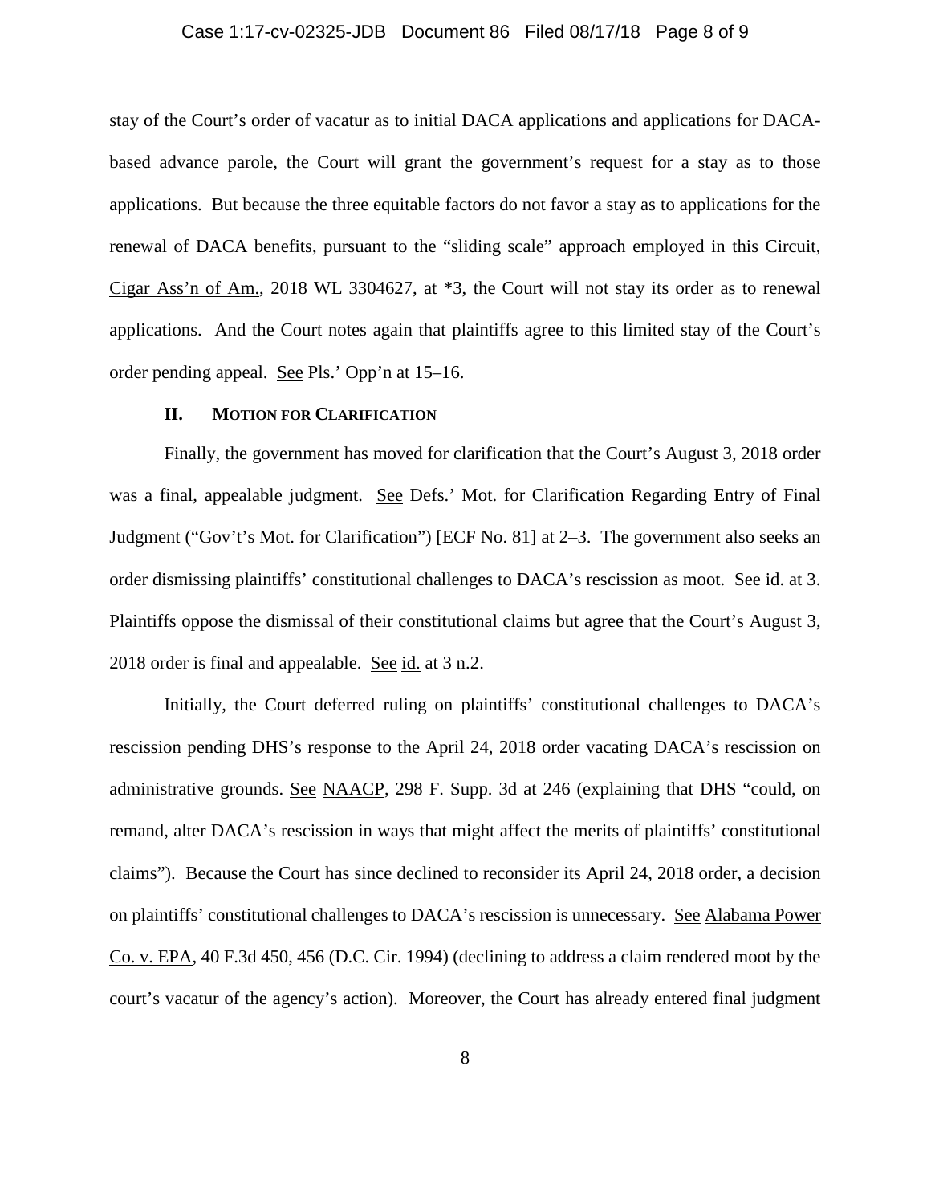stay of the Court's order of vacatur as to initial DACA applications and applications for DACA-based advance parole, the Court will grant the government's request for a stay as to those applications. But because the three equitable factors do not favor a stay as to applications for the renewal of DACA benefits, pursuant to the "sliding scale" approach employed in this Circuit, Cigar Ass'n of Am., 2018 WL 3304627, at *3, the Court will not stay its order as to renewal applications. And the Court notes again that plaintiffs agree to this limited stay of the Court's order pending appeal. See Pls.' Opp'n at 15–16.

## II. MOTION FOR CLARIFICATION

Finally, the government has moved for clarification that the Court's August 3, 2018 order was a final, appealable judgment. See Defs.' Mot. for Clarification Regarding Entry of Final Judgment ("Gov't's Mot. for Clarification") [ECF No. 81] at 2–3. The government also seeks an order dismissing plaintiffs' constitutional challenges to DACA's rescission as moot. See id. at 3. Plaintiffs oppose the dismissal of their constitutional claims but agree that the Court's August 3, 2018 order is final and appealable. See id. at 3 n.2.

Initially, the Court deferred ruling on plaintiffs' constitutional challenges to DACA's rescission pending DHS's response to the April 24, 2018 order vacating DACA's rescission on administrative grounds. See NAACP, 298 F. Supp. 3d at 246 (explaining that DHS "could, on remand, alter DACA's rescission in ways that might affect the merits of plaintiffs' constitutional claims"). Because the Court has since declined to reconsider its April 24, 2018 order, a decision on plaintiffs' constitutional challenges to DACA's rescission is unnecessary. See Alabama Power Co. v. EPA, 40 F.3d 450, 456 (D.C. Cir. 1994) (declining to address a claim rendered moot by the court's vacatur of the agency's action). Moreover, the Court has already entered final judgment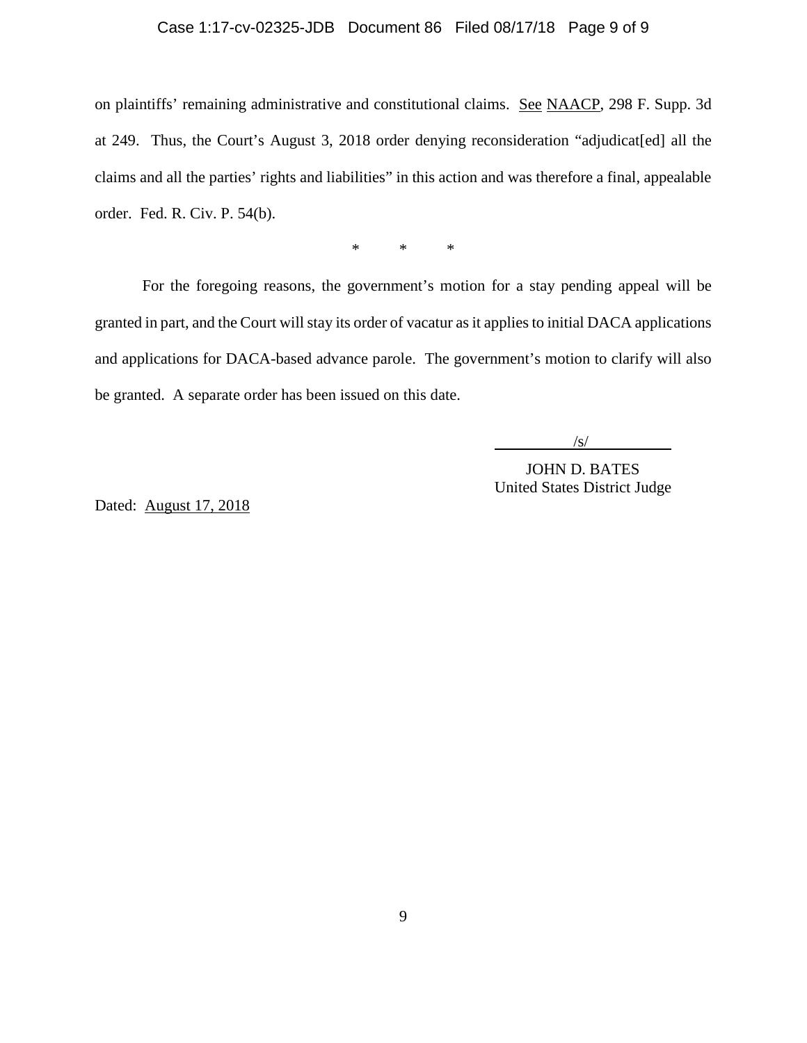on plaintiffs' remaining administrative and constitutional claims. See NAACP, 298 F. Supp. 3d at 249. Thus, the Court's August 3, 2018 order denying reconsideration "adjudicat[ed] all the claims and all the parties' rights and liabilities" in this action and was therefore a final, appealable order. Fed. R. Civ. P. 54(b).

\* \* \*

For the foregoing reasons, the government's motion for a stay pending appeal will be granted in part, and the Court will stay its order of vacatur as it applies to initial DACA applications and applications for DACA-based advance parole. The government's motion to clarify will also be granted. A separate order has been issued on this date.

/s/

JOHN D. BATES
United States District Judge

Dated: August 17, 2018